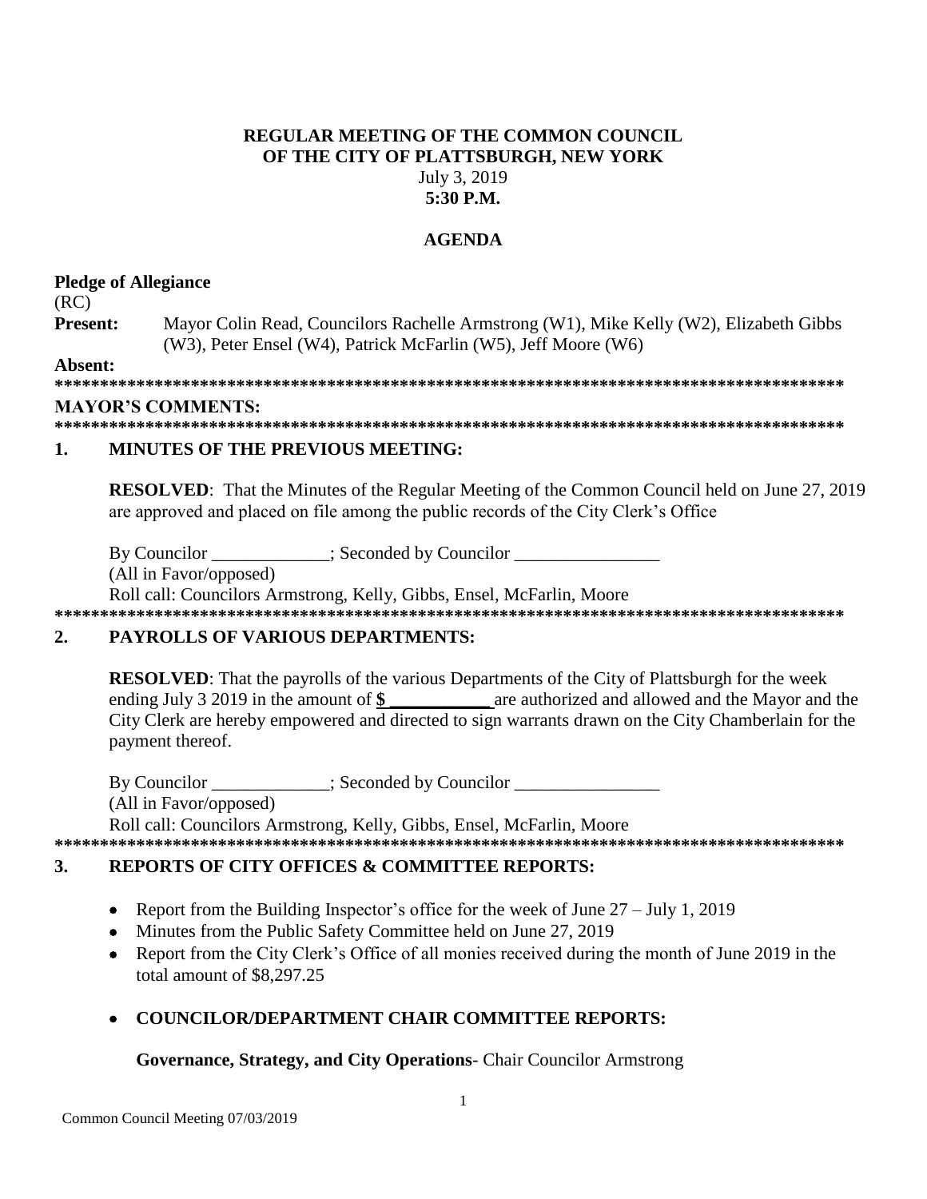**REGULAR MEETING OF THE COMMON COUNCIL**
**OF THE CITY OF PLATTSBURGH, NEW YORK**
July 3, 2019
**5:30 P.M.**

**AGENDA**

**Pledge of Allegiance**
(RC)

**Present:** Mayor Colin Read, Councilors Rachelle Armstrong (W1), Mike Kelly (W2), Elizabeth Gibbs (W3), Peter Ensel (W4), Patrick McFarlin (W5), Jeff Moore (W6)

**Absent:**

**************************************************************************************

**MAYOR'S COMMENTS:**

**************************************************************************************

## 1. MINUTES OF THE PREVIOUS MEETING:

**RESOLVED**: That the Minutes of the Regular Meeting of the Common Council held on June 27, 2019 are approved and placed on file among the public records of the City Clerk's Office

By Councilor _____________; Seconded by Councilor ________________
(All in Favor/opposed)
Roll call: Councilors Armstrong, Kelly, Gibbs, Ensel, McFarlin, Moore

**************************************************************************************

## 2. PAYROLLS OF VARIOUS DEPARTMENTS:

**RESOLVED**: That the payrolls of the various Departments of the City of Plattsburgh for the week ending July 3 2019 in the amount of **$ ___________** are authorized and allowed and the Mayor and the City Clerk are hereby empowered and directed to sign warrants drawn on the City Chamberlain for the payment thereof.

By Councilor _____________; Seconded by Councilor ________________
(All in Favor/opposed)
Roll call: Councilors Armstrong, Kelly, Gibbs, Ensel, McFarlin, Moore

**************************************************************************************

## 3. REPORTS OF CITY OFFICES & COMMITTEE REPORTS:

- Report from the Building Inspector's office for the week of June 27 – July 1, 2019
- Minutes from the Public Safety Committee held on June 27, 2019
- Report from the City Clerk's Office of all monies received during the month of June 2019 in the total amount of $8,297.25

- **COUNCILOR/DEPARTMENT CHAIR COMMITTEE REPORTS:**

**Governance, Strategy, and City Operations**- Chair Councilor Armstrong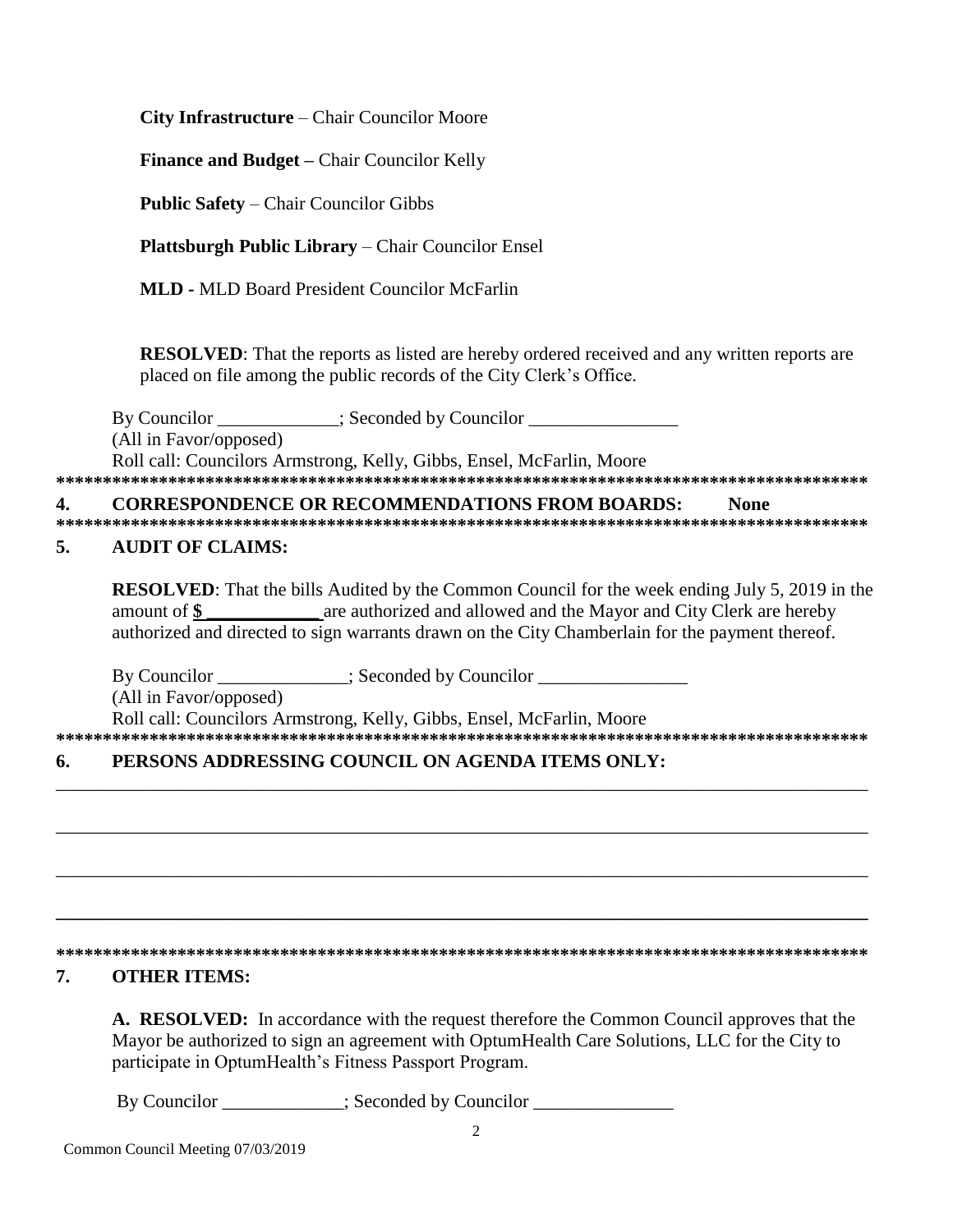**City Infrastructure** – Chair Councilor Moore

**Finance and Budget –** Chair Councilor Kelly

**Public Safety** – Chair Councilor Gibbs

**Plattsburgh Public Library** – Chair Councilor Ensel

**MLD -** MLD Board President Councilor McFarlin

**RESOLVED**: That the reports as listed are hereby ordered received and any written reports are placed on file among the public records of the City Clerk's Office.

By Councilor _____________; Seconded by Councilor ________________
(All in Favor/opposed)
Roll call: Councilors Armstrong, Kelly, Gibbs, Ensel, McFarlin, Moore

*****************************************************************************************

**4. CORRESPONDENCE OR RECOMMENDATIONS FROM BOARDS: None**

*****************************************************************************************

**5. AUDIT OF CLAIMS:**

**RESOLVED**: That the bills Audited by the Common Council for the week ending July 5, 2019 in the amount of **$ ____________** are authorized and allowed and the Mayor and City Clerk are hereby authorized and directed to sign warrants drawn on the City Chamberlain for the payment thereof.

By Councilor ______________; Seconded by Councilor ________________
(All in Favor/opposed)
Roll call: Councilors Armstrong, Kelly, Gibbs, Ensel, McFarlin, Moore

*****************************************************************************************

**6. PERSONS ADDRESSING COUNCIL ON AGENDA ITEMS ONLY:**

_________________________________________________________________________________

_________________________________________________________________________________

_________________________________________________________________________________

_________________________________________________________________________________

*****************************************************************************************

**7. OTHER ITEMS:**

**A. RESOLVED:** In accordance with the request therefore the Common Council approves that the Mayor be authorized to sign an agreement with OptumHealth Care Solutions, LLC for the City to participate in OptumHealth's Fitness Passport Program.

By Councilor _____________; Seconded by Councilor _______________

Common Council Meeting 07/03/2019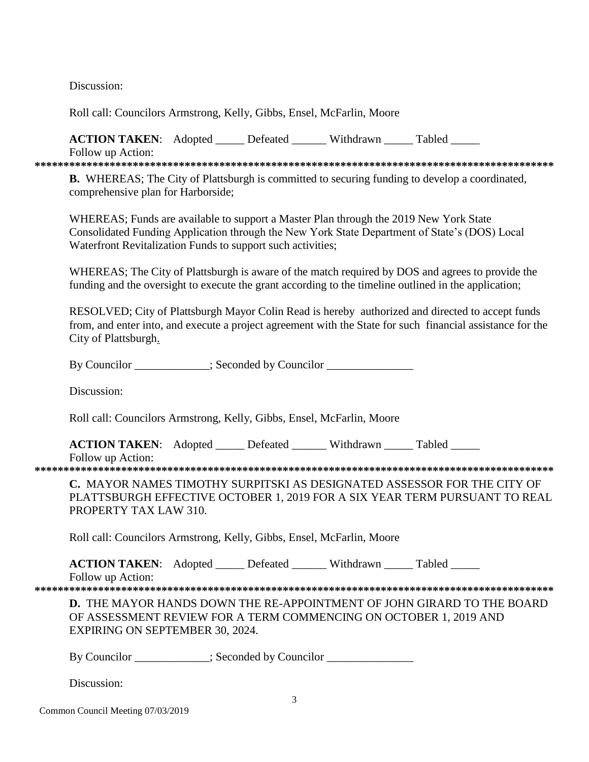Discussion:

Roll call: Councilors Armstrong, Kelly, Gibbs, Ensel, McFarlin, Moore

**ACTION TAKEN**: Adopted _____ Defeated ______ Withdrawn _____ Tabled _____
Follow up Action:

*********************************************************************************************

**B.** WHEREAS; The City of Plattsburgh is committed to securing funding to develop a coordinated, comprehensive plan for Harborside;

WHEREAS; Funds are available to support a Master Plan through the 2019 New York State Consolidated Funding Application through the New York State Department of State's (DOS) Local Waterfront Revitalization Funds to support such activities;

WHEREAS; The City of Plattsburgh is aware of the match required by DOS and agrees to provide the funding and the oversight to execute the grant according to the timeline outlined in the application;

RESOLVED; City of Plattsburgh Mayor Colin Read is hereby authorized and directed to accept funds from, and enter into, and execute a project agreement with the State for such financial assistance for the City of Plattsburgh.

By Councilor _____________; Seconded by Councilor _______________

Discussion:

Roll call: Councilors Armstrong, Kelly, Gibbs, Ensel, McFarlin, Moore

**ACTION TAKEN**: Adopted _____ Defeated ______ Withdrawn _____ Tabled _____
Follow up Action:

*********************************************************************************************

**C.** MAYOR NAMES TIMOTHY SURPITSKI AS DESIGNATED ASSESSOR FOR THE CITY OF PLATTSBURGH EFFECTIVE OCTOBER 1, 2019 FOR A SIX YEAR TERM PURSUANT TO REAL PROPERTY TAX LAW 310.

Roll call: Councilors Armstrong, Kelly, Gibbs, Ensel, McFarlin, Moore

**ACTION TAKEN**: Adopted _____ Defeated ______ Withdrawn _____ Tabled _____
Follow up Action:

*********************************************************************************************

**D.** THE MAYOR HANDS DOWN THE RE-APPOINTMENT OF JOHN GIRARD TO THE BOARD OF ASSESSMENT REVIEW FOR A TERM COMMENCING ON OCTOBER 1, 2019 AND EXPIRING ON SEPTEMBER 30, 2024.

By Councilor _____________; Seconded by Councilor _______________

Discussion: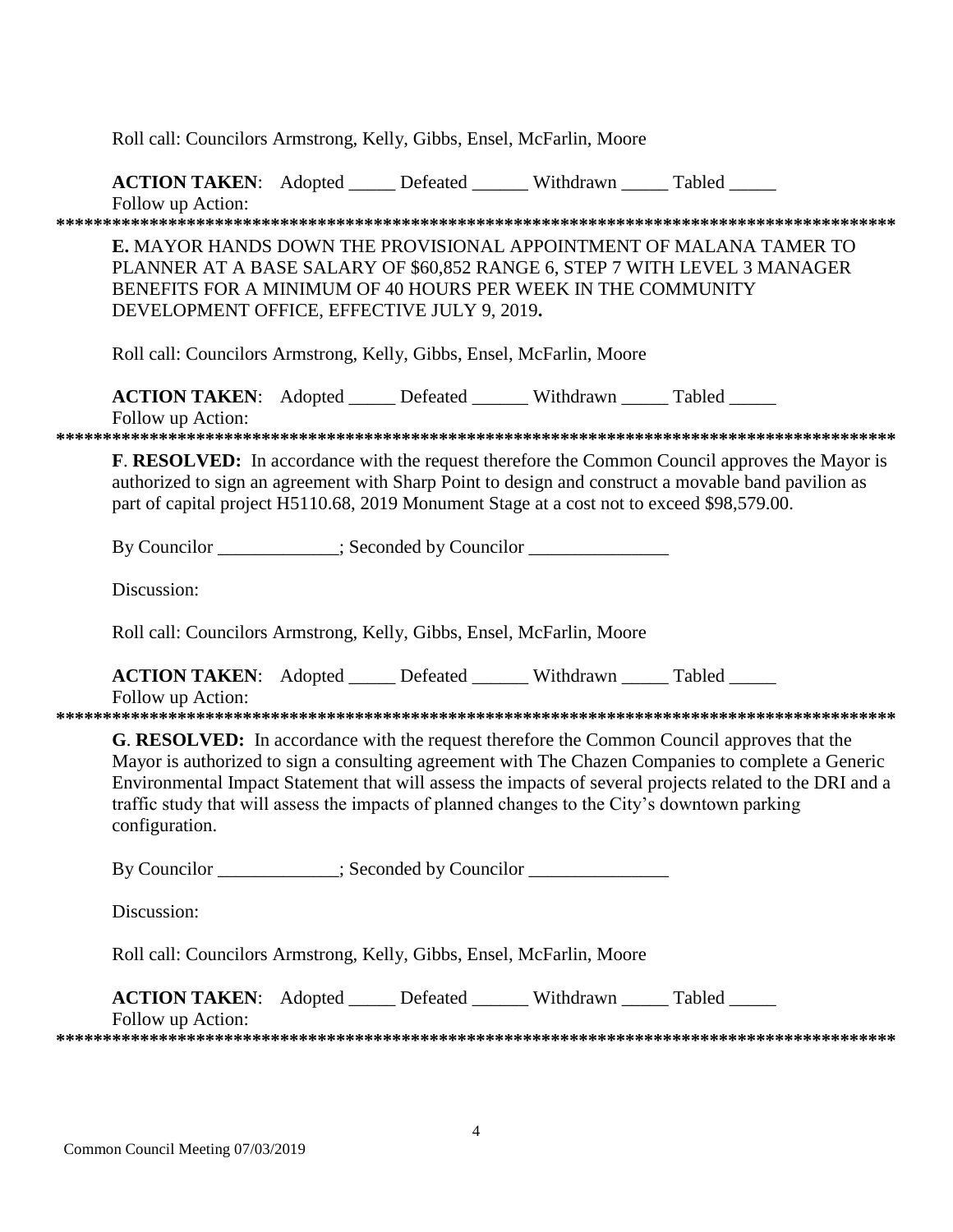Roll call: Councilors Armstrong, Kelly, Gibbs, Ensel, McFarlin, Moore

**ACTION TAKEN**: Adopted _____ Defeated ______ Withdrawn _____ Tabled _____
Follow up Action:

*******************************************************************************************

**E.** MAYOR HANDS DOWN THE PROVISIONAL APPOINTMENT OF MALANA TAMER TO PLANNER AT A BASE SALARY OF $60,852 RANGE 6, STEP 7 WITH LEVEL 3 MANAGER BENEFITS FOR A MINIMUM OF 40 HOURS PER WEEK IN THE COMMUNITY DEVELOPMENT OFFICE, EFFECTIVE JULY 9, 2019**.**

Roll call: Councilors Armstrong, Kelly, Gibbs, Ensel, McFarlin, Moore

**ACTION TAKEN**: Adopted _____ Defeated ______ Withdrawn _____ Tabled _____
Follow up Action:

*******************************************************************************************

**F**. **RESOLVED:** In accordance with the request therefore the Common Council approves the Mayor is authorized to sign an agreement with Sharp Point to design and construct a movable band pavilion as part of capital project H5110.68, 2019 Monument Stage at a cost not to exceed $98,579.00.

By Councilor _____________; Seconded by Councilor _______________

Discussion:

Roll call: Councilors Armstrong, Kelly, Gibbs, Ensel, McFarlin, Moore

**ACTION TAKEN**: Adopted _____ Defeated ______ Withdrawn _____ Tabled _____
Follow up Action:

*******************************************************************************************

**G**. **RESOLVED:** In accordance with the request therefore the Common Council approves that the Mayor is authorized to sign a consulting agreement with The Chazen Companies to complete a Generic Environmental Impact Statement that will assess the impacts of several projects related to the DRI and a traffic study that will assess the impacts of planned changes to the City's downtown parking configuration.

By Councilor _____________; Seconded by Councilor _______________

Discussion:

Roll call: Councilors Armstrong, Kelly, Gibbs, Ensel, McFarlin, Moore

**ACTION TAKEN**: Adopted _____ Defeated ______ Withdrawn _____ Tabled _____
Follow up Action:

*******************************************************************************************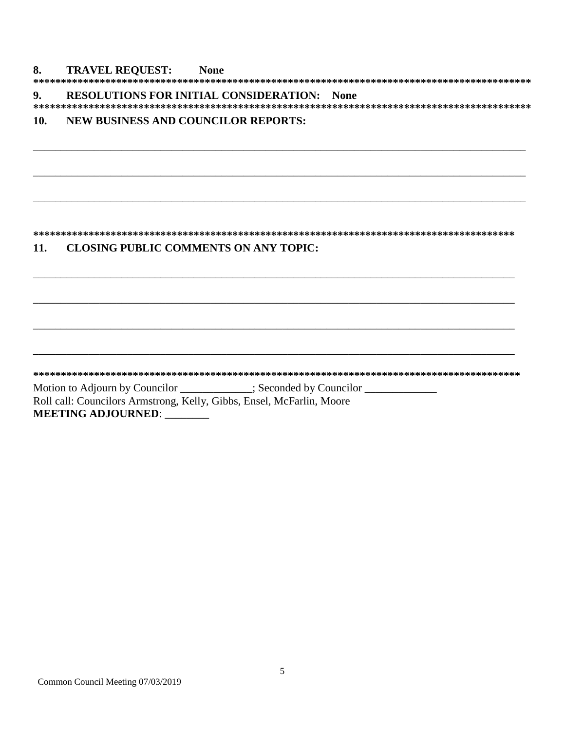**8. TRAVEL REQUEST: None**

***********************************************************************************************

**9. RESOLUTIONS FOR INITIAL CONSIDERATION: None**

***********************************************************************************************

**10. NEW BUSINESS AND COUNCILOR REPORTS:**

_______________________________________________________________________________________

_______________________________________________________________________________________

_______________________________________________________________________________________

***********************************************************************************************

**11. CLOSING PUBLIC COMMENTS ON ANY TOPIC:**

_______________________________________________________________________________________

_______________________________________________________________________________________

_______________________________________________________________________________________

_______________________________________________________________________________________

***********************************************************************************************

Motion to Adjourn by Councilor _____________; Seconded by Councilor _____________

Roll call: Councilors Armstrong, Kelly, Gibbs, Ensel, McFarlin, Moore

**MEETING ADJOURNED**: ________

Common Council Meeting 07/03/2019